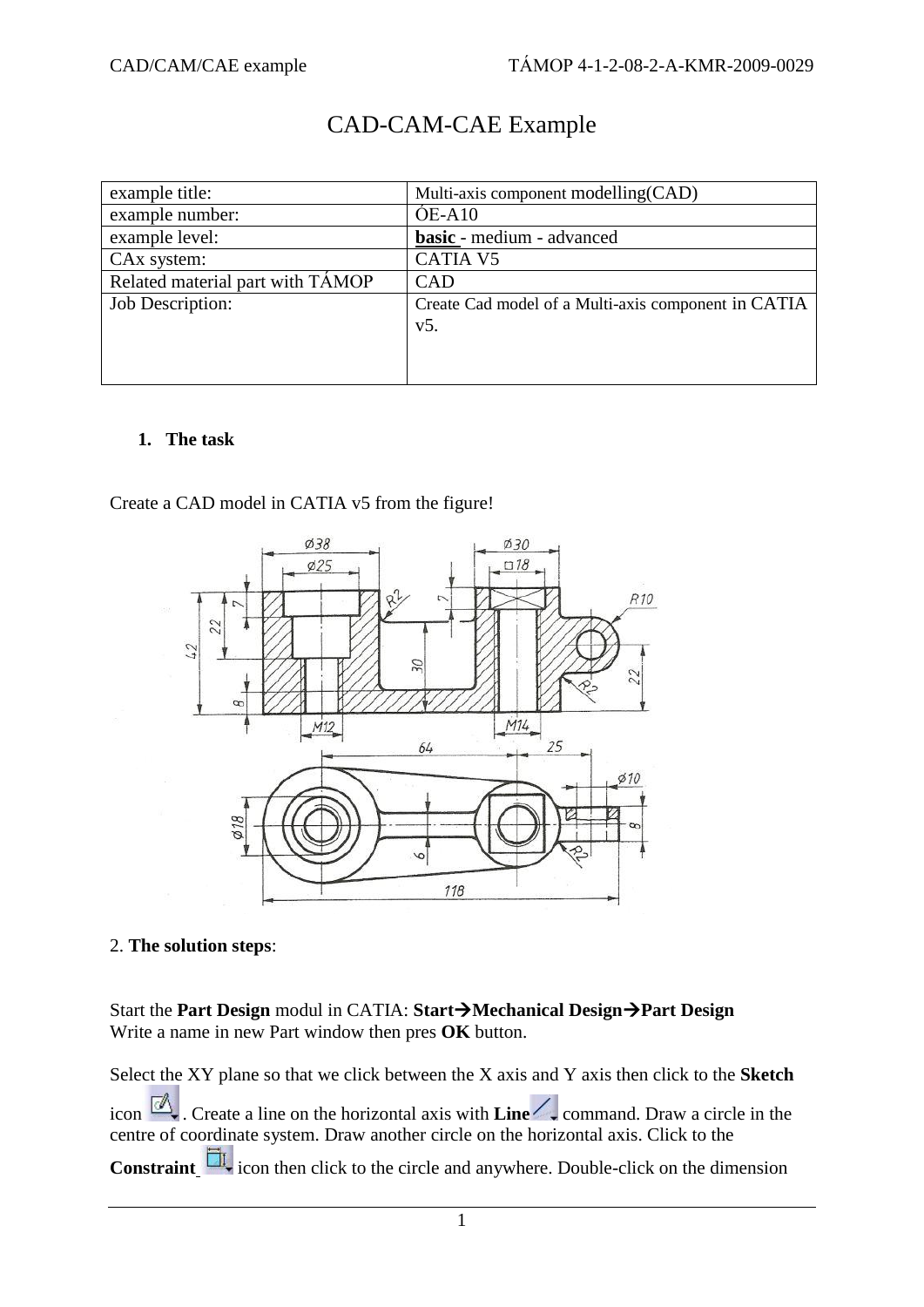# CAD-CAM-CAE Example

| example title: | Multi-axis component modelling(CAD) |
|---|---|
| example number: | ÓE-A10 |
| example level: | **basic** - medium - advanced |
| CAx system: | CATIA V5 |
| Related material part with TÁMOP | CAD |
| Job Description: | Create Cad model of a Multi-axis component in CATIA v5. |

1. **The task**

Create a CAD model in CATIA v5 from the figure!

2. **The solution steps**:

Start the **Part Design** modul in CATIA: **Start→Mechanical Design→Part Design**
Write a name in new Part window then pres **OK** button.

Select the XY plane so that we click between the X axis and Y axis then click to the **Sketch** icon . Create a line on the horizontal axis with **Line** command. Draw a circle in the centre of coordinate system. Draw another circle on the horizontal axis. Click to the **Constraint** icon then click to the circle and anywhere. Double-click on the dimension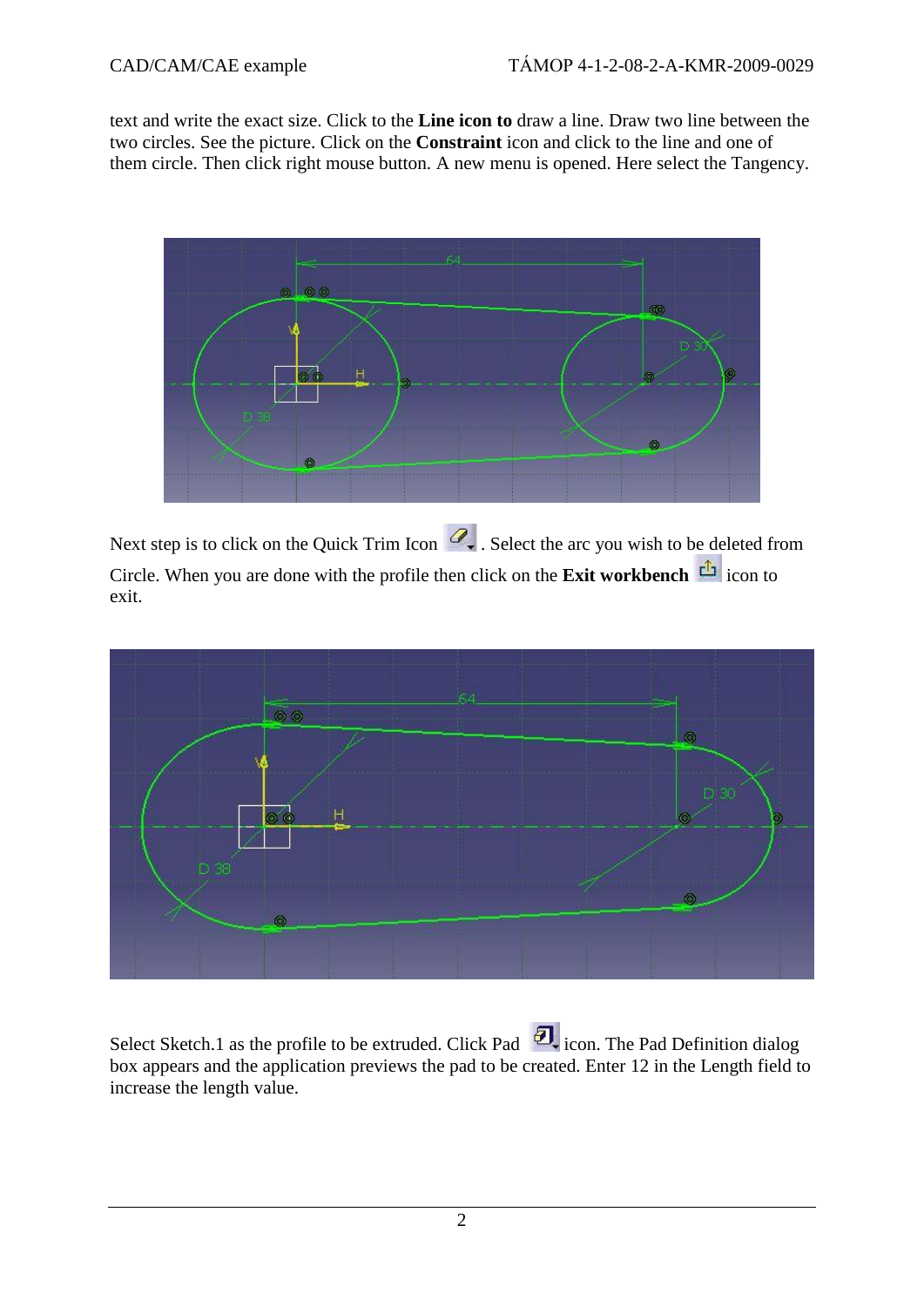text and write the exact size. Click to the **Line icon to** draw a line. Draw two line between the two circles. See the picture. Click on the **Constraint** icon and click to the line and one of them circle. Then click right mouse button. A new menu is opened. Here select the Tangency.

Next step is to click on the Quick Trim Icon . Select the arc you wish to be deleted from Circle. When you are done with the profile then click on the **Exit workbench** icon to exit.

Select Sketch.1 as the profile to be extruded. Click Pad icon. The Pad Definition dialog box appears and the application previews the pad to be created. Enter 12 in the Length field to increase the length value.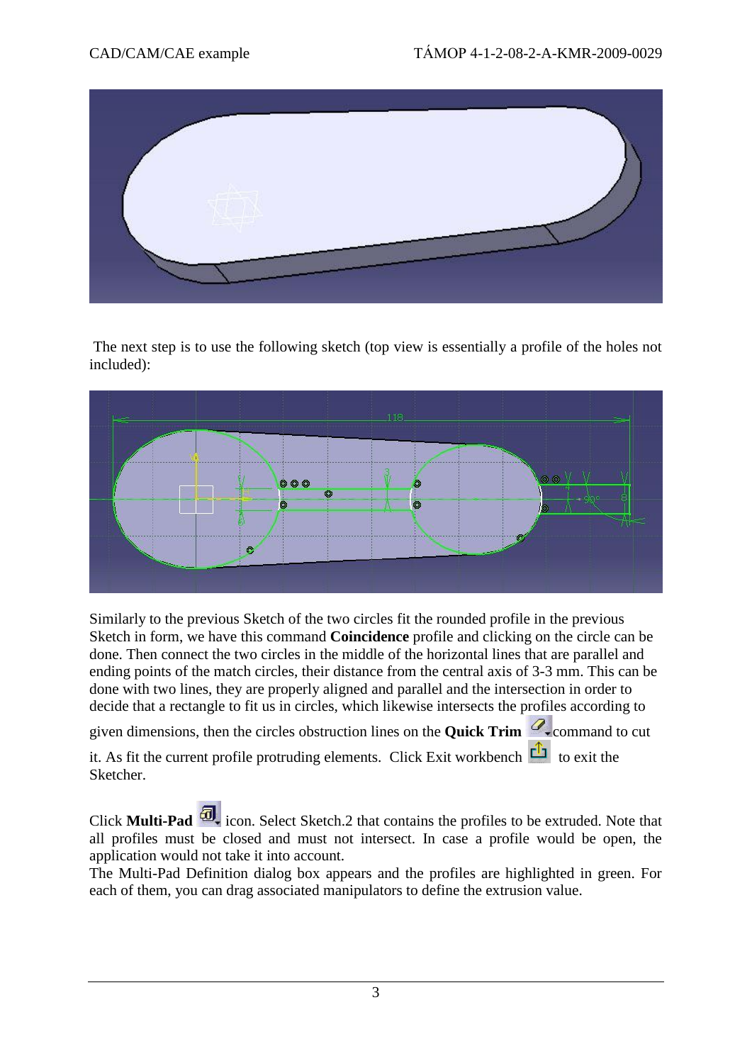The next step is to use the following sketch (top view is essentially a profile of the holes not included):

Similarly to the previous Sketch of the two circles fit the rounded profile in the previous Sketch in form, we have this command **Coincidence** profile and clicking on the circle can be done. Then connect the two circles in the middle of the horizontal lines that are parallel and ending points of the match circles, their distance from the central axis of 3-3 mm. This can be done with two lines, they are properly aligned and parallel and the intersection in order to decide that a rectangle to fit us in circles, which likewise intersects the profiles according to given dimensions, then the circles obstruction lines on the **Quick Trim** command to cut it. As fit the current profile protruding elements. Click Exit workbench to exit the Sketcher.

Click **Multi-Pad** icon. Select Sketch.2 that contains the profiles to be extruded. Note that all profiles must be closed and must not intersect. In case a profile would be open, the application would not take it into account.
The Multi-Pad Definition dialog box appears and the profiles are highlighted in green. For each of them, you can drag associated manipulators to define the extrusion value.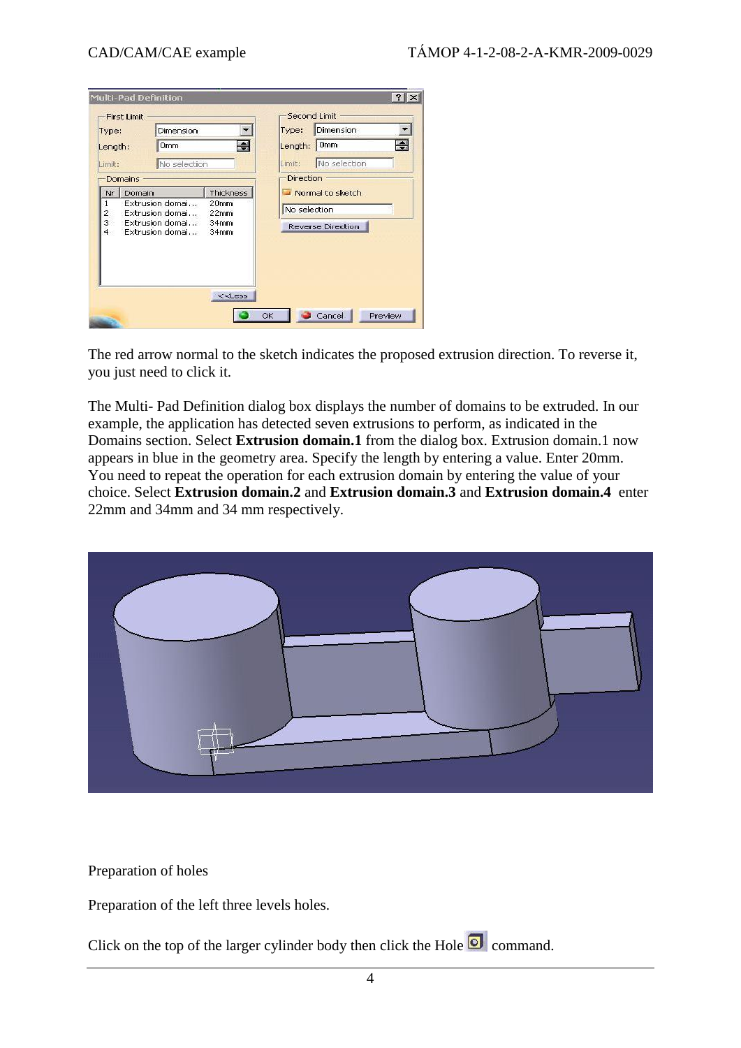The red arrow normal to the sketch indicates the proposed extrusion direction. To reverse it, you just need to click it.

The Multi- Pad Definition dialog box displays the number of domains to be extruded. In our example, the application has detected seven extrusions to perform, as indicated in the Domains section. Select **Extrusion domain.1** from the dialog box. Extrusion domain.1 now appears in blue in the geometry area. Specify the length by entering a value. Enter 20mm. You need to repeat the operation for each extrusion domain by entering the value of your choice. Select **Extrusion domain.2** and **Extrusion domain.3** and **Extrusion domain.4** enter 22mm and 34mm and 34 mm respectively.

Preparation of holes

Preparation of the left three levels holes.

Click on the top of the larger cylinder body then click the Hole command.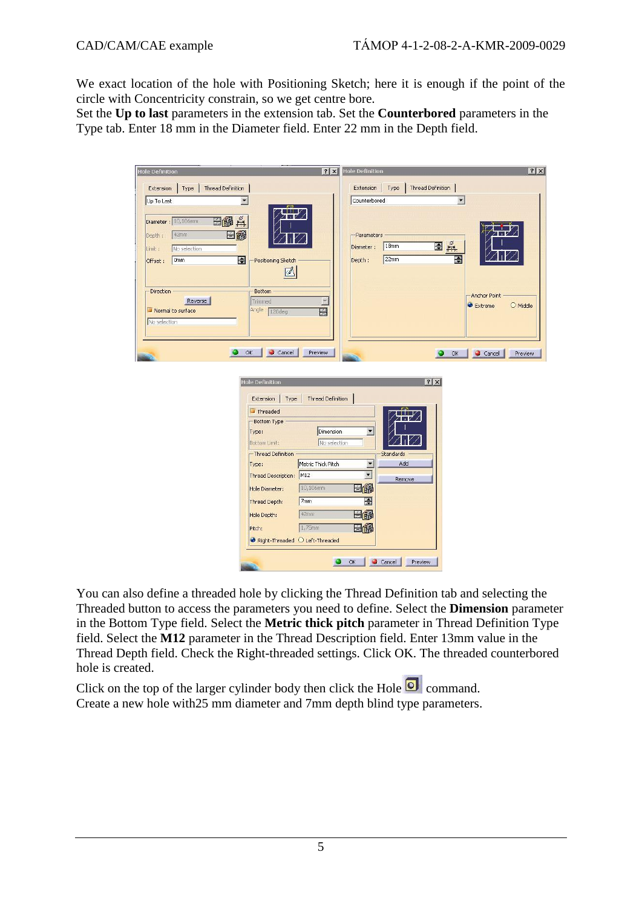We exact location of the hole with Positioning Sketch; here it is enough if the point of the circle with Concentricity constrain, so we get centre bore.
Set the **Up to last** parameters in the extension tab. Set the **Counterbored** parameters in the Type tab. Enter 18 mm in the Diameter field. Enter 22 mm in the Depth field.

You can also define a threaded hole by clicking the Thread Definition tab and selecting the Threaded button to access the parameters you need to define. Select the **Dimension** parameter in the Bottom Type field. Select the **Metric thick pitch** parameter in Thread Definition Type field. Select the **M12** parameter in the Thread Description field. Enter 13mm value in the Thread Depth field. Check the Right-threaded settings. Click OK. The threaded counterbored hole is created.

Click on the top of the larger cylinder body then click the Hole command.
Create a new hole with25 mm diameter and 7mm depth blind type parameters.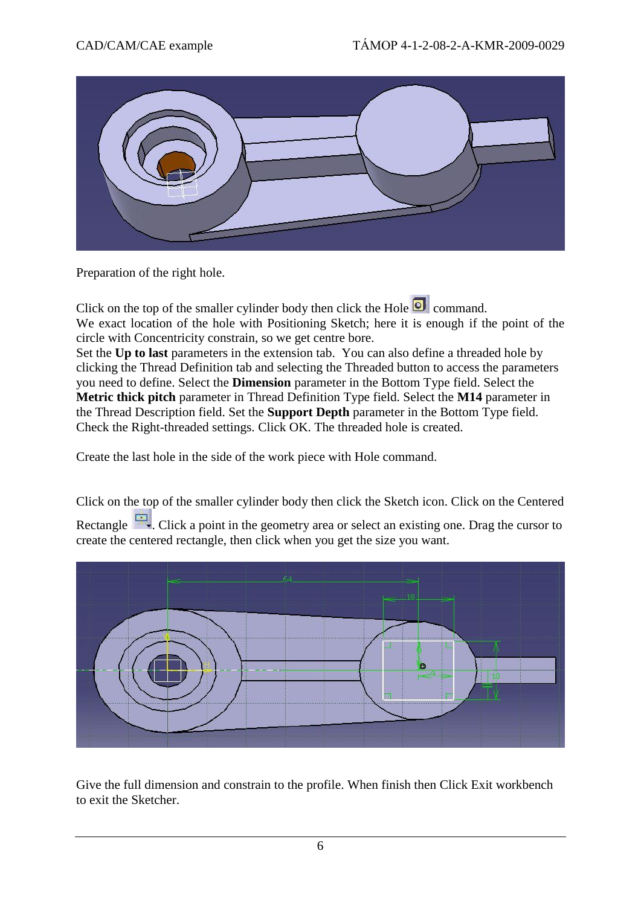Preparation of the right hole.

Click on the top of the smaller cylinder body then click the Hole command.
We exact location of the hole with Positioning Sketch; here it is enough if the point of the circle with Concentricity constrain, so we get centre bore.
Set the **Up to last** parameters in the extension tab. You can also define a threaded hole by clicking the Thread Definition tab and selecting the Threaded button to access the parameters you need to define. Select the **Dimension** parameter in the Bottom Type field. Select the **Metric thick pitch** parameter in Thread Definition Type field. Select the **M14** parameter in the Thread Description field. Set the **Support Depth** parameter in the Bottom Type field. Check the Right-threaded settings. Click OK. The threaded hole is created.

Create the last hole in the side of the work piece with Hole command.

Click on the top of the smaller cylinder body then click the Sketch icon. Click on the Centered Rectangle . Click a point in the geometry area or select an existing one. Drag the cursor to create the centered rectangle, then click when you get the size you want.

Give the full dimension and constrain to the profile. When finish then Click Exit workbench to exit the Sketcher.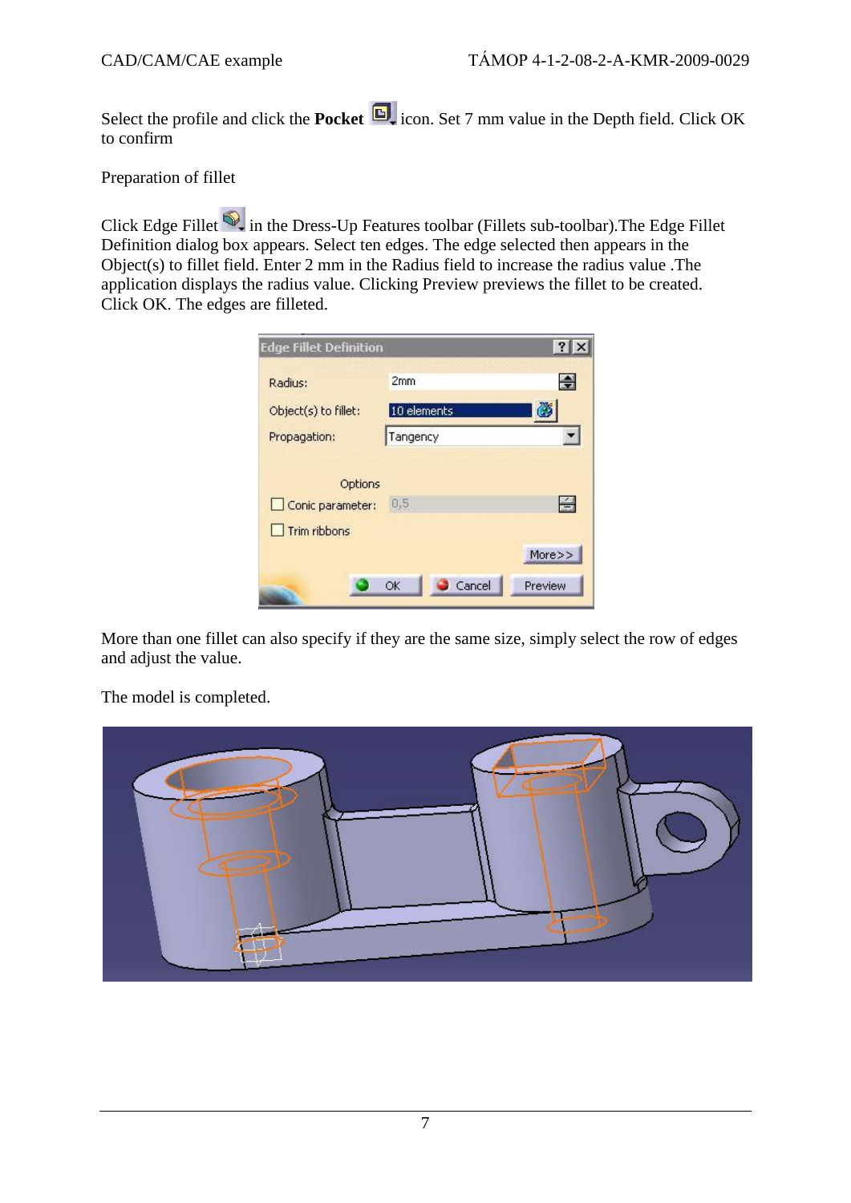Select the profile and click the **Pocket** icon. Set 7 mm value in the Depth field. Click OK to confirm

Preparation of fillet

Click Edge Fillet in the Dress-Up Features toolbar (Fillets sub-toolbar).The Edge Fillet Definition dialog box appears. Select ten edges. The edge selected then appears in the Object(s) to fillet field. Enter 2 mm in the Radius field to increase the radius value .The application displays the radius value. Clicking Preview previews the fillet to be created. Click OK. The edges are filleted.

More than one fillet can also specify if they are the same size, simply select the row of edges and adjust the value.

The model is completed.